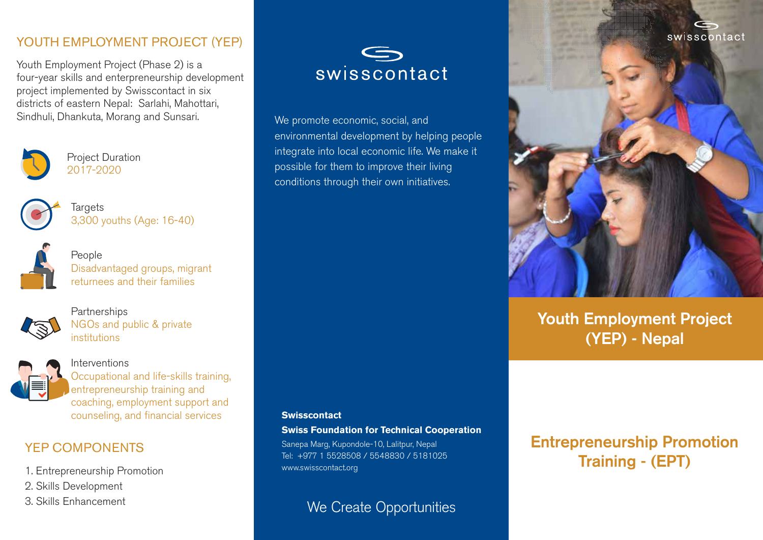## YOUTH EMPLOYMENT PROJECT (YEP)

Youth Employment Project (Phase 2) is a four-year skills and enterpreneurship development project implemented by Swisscontact in six districts of eastern Nepal: Sarlahi, Mahottari, Sindhuli, Dhankuta, Morang and Sunsari.

Project Duration
2017-2020

Targets
3,300 youths (Age: 16-40)

People
Disadvantaged groups, migrant returnees and their families

Partnerships
NGOs and public & private institutions

Interventions
Occupational and life-skills training, entrepreneurship training and coaching, employment support and counseling, and financial services

## YEP COMPONENTS

1. Entrepreneurship Promotion
2. Skills Development
3. Skills Enhancement

swisscontact

We promote economic, social, and environmental development by helping people integrate into local economic life. We make it possible for them to improve their living conditions through their own initiatives.

**Swisscontact**
**Swiss Foundation for Technical Cooperation**
Sanepa Marg, Kupondole-10, Lalitpur, Nepal
Tel: +977 1 5528508 / 5548830 / 5181025
www.swisscontact.org

We Create Opportunities

swisscontact

# Youth Employment Project (YEP) - Nepal

## Entrepreneurship Promotion Training - (EPT)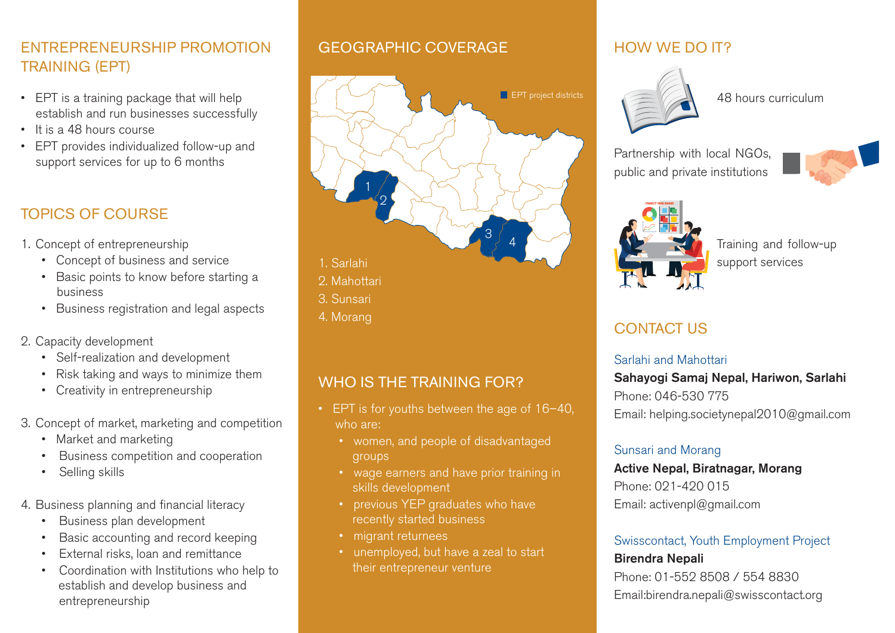## ENTREPRENEURSHIP PROMOTION TRAINING (EPT)

- EPT is a training package that will help establish and run businesses successfully
- It is a 48 hours course
- EPT provides individualized follow-up and support services for up to 6 months

## TOPICS OF COURSE

1. Concept of entrepreneurship
   - Concept of business and service
   - Basic points to know before starting a business
   - Business registration and legal aspects
2. Capacity development
   - Self-realization and development
   - Risk taking and ways to minimize them
   - Creativity in entrepreneurship
3. Concept of market, marketing and competition
   - Market and marketing
   - Business competition and cooperation
   - Selling skills
4. Business planning and financial literacy
   - Business plan development
   - Basic accounting and record keeping
   - External risks, loan and remittance
   - Coordination with Institutions who help to establish and develop business and entrepreneurship

## GEOGRAPHIC COVERAGE

EPT project districts

1. Sarlahi
2. Mahottari
3. Sunsari
4. Morang

## WHO IS THE TRAINING FOR?

- EPT is for youths between the age of 16–40, who are:
  - women, and people of disadvantaged groups
  - wage earners and have prior training in skills development
  - previous YEP graduates who have recently started business
  - migrant returnees
  - unemployed, but have a zeal to start their entrepreneur venture

## HOW WE DO IT?

48 hours curriculum

Partnership with local NGOs, public and private institutions

Training and follow-up support services

## CONTACT US

Sarlahi and Mahottari

**Sahayogi Samaj Nepal, Hariwon, Sarlahi**
Phone: 046-530 775
Email: helping.societynepal2010@gmail.com

Sunsari and Morang

**Active Nepal, Biratnagar, Morang**
Phone: 021-420 015
Email: activenpl@gmail.com

Swisscontact, Youth Employment Project

**Birendra Nepali**
Phone: 01-552 8508 / 554 8830
Email:birendra.nepali@swisscontact.org